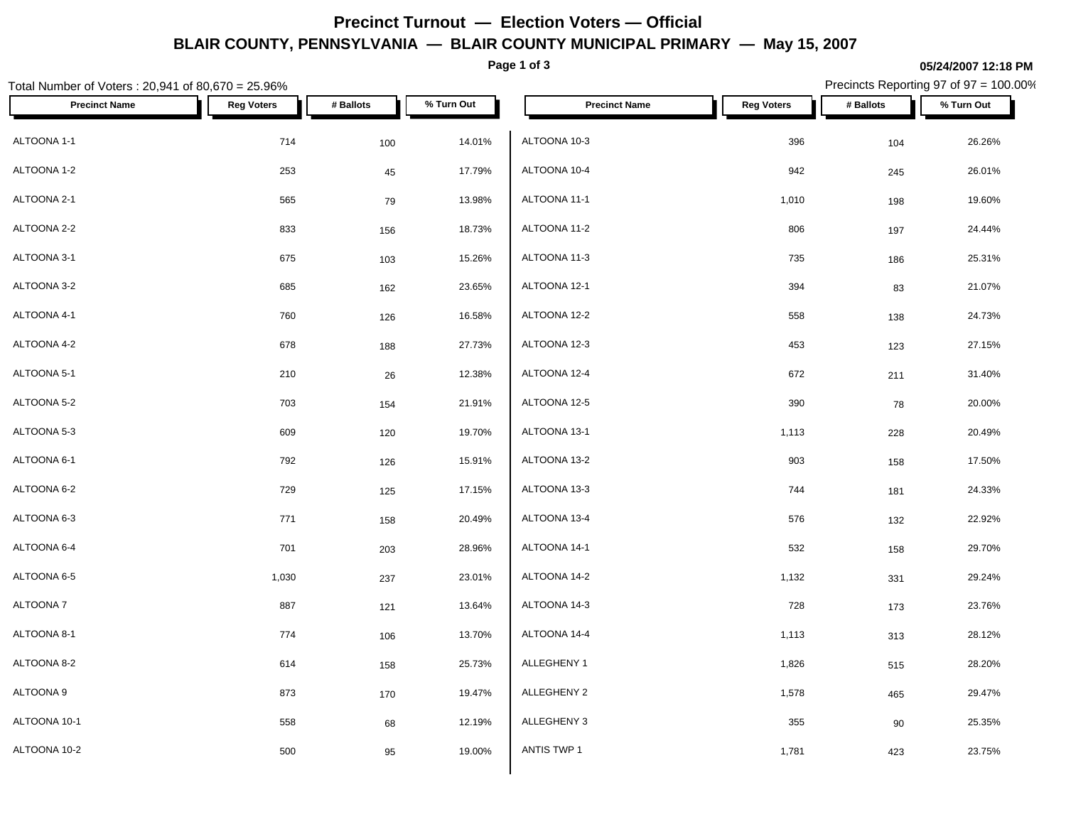# Precinct Turnout — Election Voters — Official

## BLAIR COUNTY, PENNSYLVANIA — BLAIR COUNTY MUNICIPAL PRIMARY — May 15, 2007

05/24/2007 12:18 PM

Total Number of Voters : 20,941 of 80,670 = 25.96%

Precincts Reporting 97 of 97 = 100.00%

| Precinct Name | Reg Voters | # Ballots | % Turn Out |
|---|---|---|---|
| ALTOONA 1-1 | 714 | 100 | 14.01% |
| ALTOONA 1-2 | 253 | 45 | 17.79% |
| ALTOONA 2-1 | 565 | 79 | 13.98% |
| ALTOONA 2-2 | 833 | 156 | 18.73% |
| ALTOONA 3-1 | 675 | 103 | 15.26% |
| ALTOONA 3-2 | 685 | 162 | 23.65% |
| ALTOONA 4-1 | 760 | 126 | 16.58% |
| ALTOONA 4-2 | 678 | 188 | 27.73% |
| ALTOONA 5-1 | 210 | 26 | 12.38% |
| ALTOONA 5-2 | 703 | 154 | 21.91% |
| ALTOONA 5-3 | 609 | 120 | 19.70% |
| ALTOONA 6-1 | 792 | 126 | 15.91% |
| ALTOONA 6-2 | 729 | 125 | 17.15% |
| ALTOONA 6-3 | 771 | 158 | 20.49% |
| ALTOONA 6-4 | 701 | 203 | 28.96% |
| ALTOONA 6-5 | 1,030 | 237 | 23.01% |
| ALTOONA 7 | 887 | 121 | 13.64% |
| ALTOONA 8-1 | 774 | 106 | 13.70% |
| ALTOONA 8-2 | 614 | 158 | 25.73% |
| ALTOONA 9 | 873 | 170 | 19.47% |
| ALTOONA 10-1 | 558 | 68 | 12.19% |
| ALTOONA 10-2 | 500 | 95 | 19.00% |
| ALTOONA 10-3 | 396 | 104 | 26.26% |
| ALTOONA 10-4 | 942 | 245 | 26.01% |
| ALTOONA 11-1 | 1,010 | 198 | 19.60% |
| ALTOONA 11-2 | 806 | 197 | 24.44% |
| ALTOONA 11-3 | 735 | 186 | 25.31% |
| ALTOONA 12-1 | 394 | 83 | 21.07% |
| ALTOONA 12-2 | 558 | 138 | 24.73% |
| ALTOONA 12-3 | 453 | 123 | 27.15% |
| ALTOONA 12-4 | 672 | 211 | 31.40% |
| ALTOONA 12-5 | 390 | 78 | 20.00% |
| ALTOONA 13-1 | 1,113 | 228 | 20.49% |
| ALTOONA 13-2 | 903 | 158 | 17.50% |
| ALTOONA 13-3 | 744 | 181 | 24.33% |
| ALTOONA 13-4 | 576 | 132 | 22.92% |
| ALTOONA 14-1 | 532 | 158 | 29.70% |
| ALTOONA 14-2 | 1,132 | 331 | 29.24% |
| ALTOONA 14-3 | 728 | 173 | 23.76% |
| ALTOONA 14-4 | 1,113 | 313 | 28.12% |
| ALLEGHENY 1 | 1,826 | 515 | 28.20% |
| ALLEGHENY 2 | 1,578 | 465 | 29.47% |
| ALLEGHENY 3 | 355 | 90 | 25.35% |
| ANTIS TWP 1 | 1,781 | 423 | 23.75% |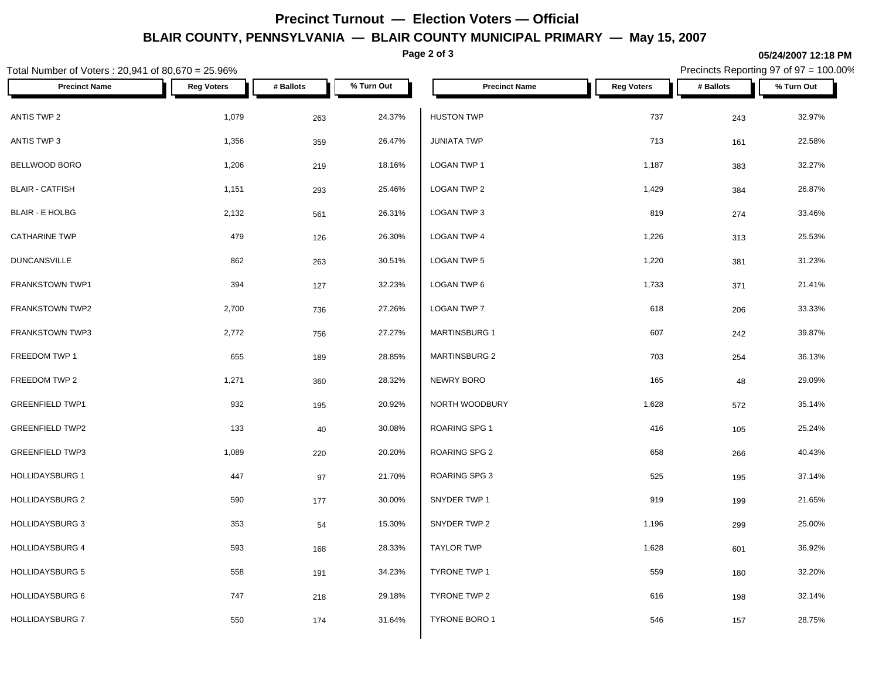# Precinct Turnout — Election Voters — Official

## BLAIR COUNTY, PENNSYLVANIA — BLAIR COUNTY MUNICIPAL PRIMARY — May 15, 2007

05/24/2007 12:18 PM

Total Number of Voters : 20,941 of 80,670 = 25.96%

Precincts Reporting 97 of 97 = 100.00%

| Precinct Name | Reg Voters | # Ballots | % Turn Out |
|---|---|---|---|
| ANTIS TWP 2 | 1,079 | 263 | 24.37% |
| ANTIS TWP 3 | 1,356 | 359 | 26.47% |
| BELLWOOD BORO | 1,206 | 219 | 18.16% |
| BLAIR - CATFISH | 1,151 | 293 | 25.46% |
| BLAIR - E HOLBG | 2,132 | 561 | 26.31% |
| CATHARINE TWP | 479 | 126 | 26.30% |
| DUNCANSVILLE | 862 | 263 | 30.51% |
| FRANKSTOWN TWP1 | 394 | 127 | 32.23% |
| FRANKSTOWN TWP2 | 2,700 | 736 | 27.26% |
| FRANKSTOWN TWP3 | 2,772 | 756 | 27.27% |
| FREEDOM TWP 1 | 655 | 189 | 28.85% |
| FREEDOM TWP 2 | 1,271 | 360 | 28.32% |
| GREENFIELD TWP1 | 932 | 195 | 20.92% |
| GREENFIELD TWP2 | 133 | 40 | 30.08% |
| GREENFIELD TWP3 | 1,089 | 220 | 20.20% |
| HOLLIDAYSBURG 1 | 447 | 97 | 21.70% |
| HOLLIDAYSBURG 2 | 590 | 177 | 30.00% |
| HOLLIDAYSBURG 3 | 353 | 54 | 15.30% |
| HOLLIDAYSBURG 4 | 593 | 168 | 28.33% |
| HOLLIDAYSBURG 5 | 558 | 191 | 34.23% |
| HOLLIDAYSBURG 6 | 747 | 218 | 29.18% |
| HOLLIDAYSBURG 7 | 550 | 174 | 31.64% |
| HUSTON TWP | 737 | 243 | 32.97% |
| JUNIATA TWP | 713 | 161 | 22.58% |
| LOGAN TWP 1 | 1,187 | 383 | 32.27% |
| LOGAN TWP 2 | 1,429 | 384 | 26.87% |
| LOGAN TWP 3 | 819 | 274 | 33.46% |
| LOGAN TWP 4 | 1,226 | 313 | 25.53% |
| LOGAN TWP 5 | 1,220 | 381 | 31.23% |
| LOGAN TWP 6 | 1,733 | 371 | 21.41% |
| LOGAN TWP 7 | 618 | 206 | 33.33% |
| MARTINSBURG 1 | 607 | 242 | 39.87% |
| MARTINSBURG 2 | 703 | 254 | 36.13% |
| NEWRY BORO | 165 | 48 | 29.09% |
| NORTH WOODBURY | 1,628 | 572 | 35.14% |
| ROARING SPG 1 | 416 | 105 | 25.24% |
| ROARING SPG 2 | 658 | 266 | 40.43% |
| ROARING SPG 3 | 525 | 195 | 37.14% |
| SNYDER TWP 1 | 919 | 199 | 21.65% |
| SNYDER TWP 2 | 1,196 | 299 | 25.00% |
| TAYLOR TWP | 1,628 | 601 | 36.92% |
| TYRONE TWP 1 | 559 | 180 | 32.20% |
| TYRONE TWP 2 | 616 | 198 | 32.14% |
| TYRONE BORO 1 | 546 | 157 | 28.75% |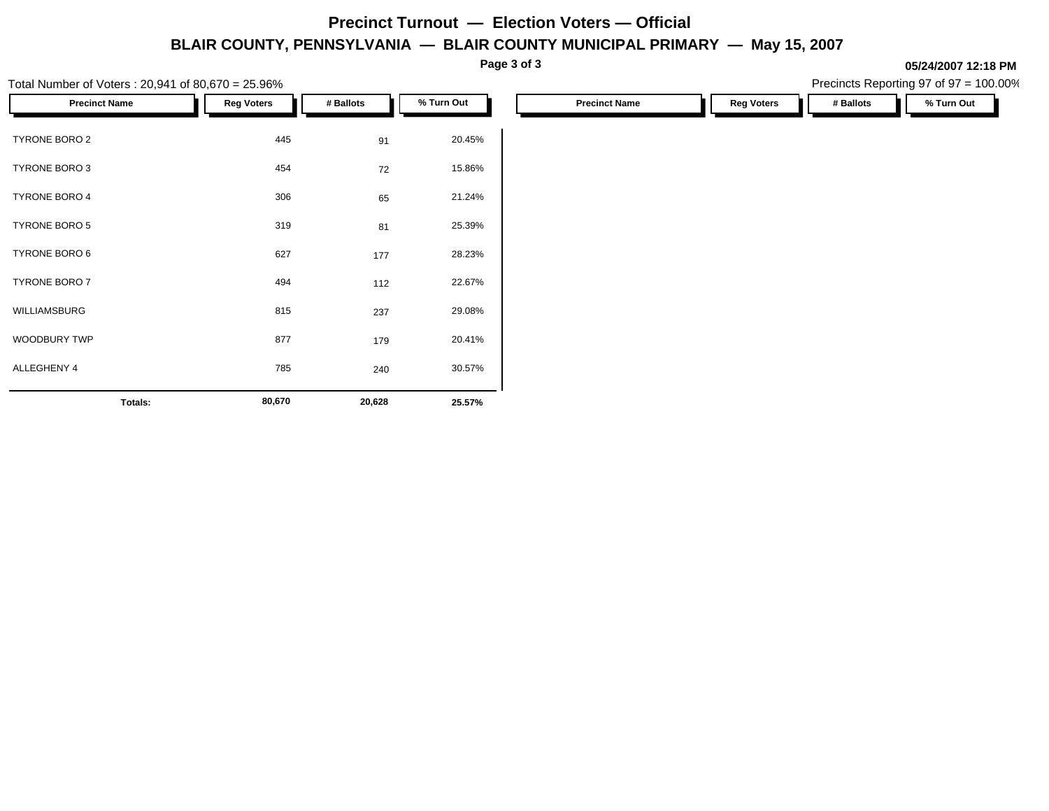# Precinct Turnout — Election Voters — Official

## BLAIR COUNTY, PENNSYLVANIA — BLAIR COUNTY MUNICIPAL PRIMARY — May 15, 2007

05/24/2007 12:18 PM

Total Number of Voters : 20,941 of 80,670 = 25.96%

Precincts Reporting 97 of 97 = 100.00%

| Precinct Name | Reg Voters | # Ballots | % Turn Out |
|---|---|---|---|
| TYRONE BORO 2 | 445 | 91 | 20.45% |
| TYRONE BORO 3 | 454 | 72 | 15.86% |
| TYRONE BORO 4 | 306 | 65 | 21.24% |
| TYRONE BORO 5 | 319 | 81 | 25.39% |
| TYRONE BORO 6 | 627 | 177 | 28.23% |
| TYRONE BORO 7 | 494 | 112 | 22.67% |
| WILLIAMSBURG | 815 | 237 | 29.08% |
| WOODBURY TWP | 877 | 179 | 20.41% |
| ALLEGHENY 4 | 785 | 240 | 30.57% |
| **Totals:** | **80,670** | **20,628** | **25.57%** |